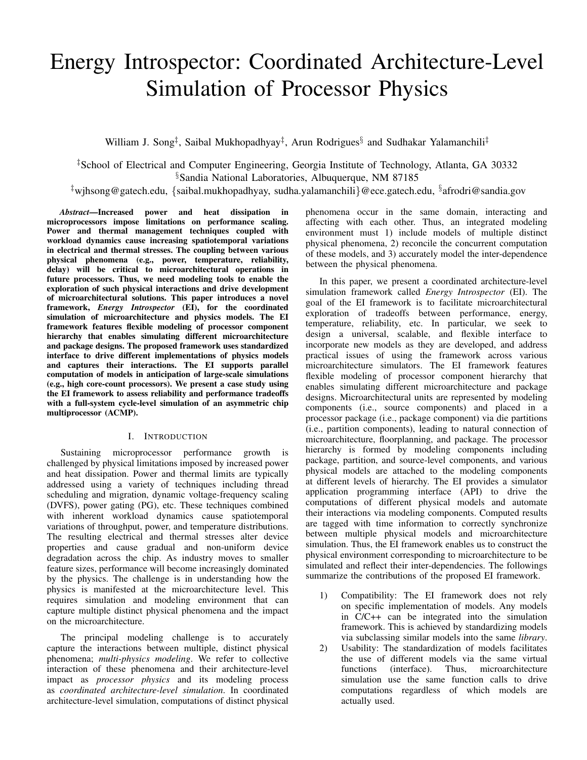# Energy Introspector: Coordinated Architecture-Level Simulation of Processor Physics

William J. Song[‡], Saibal Mukhopadhyay[‡], Arun Rodrigues[§] and Sudhakar Yalamanchili[‡]

[‡]School of Electrical and Computer Engineering, Georgia Institute of Technology, Atlanta, GA 30332
[§]Sandia National Laboratories, Albuquerque, NM 87185
[‡]wjhsong@gatech.edu, {saibal.mukhopadhyay, sudha.yalamanchili}@ece.gatech.edu, [§]afrodri@sandia.gov

***Abstract*—Increased power and heat dissipation in microprocessors impose limitations on performance scaling. Power and thermal management techniques coupled with workload dynamics cause increasing spatiotemporal variations in electrical and thermal stresses. The coupling between various physical phenomena (e.g., power, temperature, reliability, delay) will be critical to microarchitectural operations in future processors. Thus, we need modeling tools to enable the exploration of such physical interactions and drive development of microarchitectural solutions. This paper introduces a novel framework, *Energy Introspector* (EI), for the coordinated simulation of microarchitecture and physics models. The EI framework features flexible modeling of processor component hierarchy that enables simulating different microarchitecture and package designs. The proposed framework uses standardized interface to drive different implementations of physics models and captures their interactions. The EI supports parallel computation of models in anticipation of large-scale simulations (e.g., high core-count processors). We present a case study using the EI framework to assess reliability and performance tradeoffs with a full-system cycle-level simulation of an asymmetric chip multiprocessor (ACMP).**

## I. Introduction

Sustaining microprocessor performance growth is challenged by physical limitations imposed by increased power and heat dissipation. Power and thermal limits are typically addressed using a variety of techniques including thread scheduling and migration, dynamic voltage-frequency scaling (DVFS), power gating (PG), etc. These techniques combined with inherent workload dynamics cause spatiotemporal variations of throughput, power, and temperature distributions. The resulting electrical and thermal stresses alter device properties and cause gradual and non-uniform device degradation across the chip. As industry moves to smaller feature sizes, performance will become increasingly dominated by the physics. The challenge is in understanding how the physics is manifested at the microarchitecture level. This requires simulation and modeling environment that can capture multiple distinct physical phenomena and the impact on the microarchitecture.

The principal modeling challenge is to accurately capture the interactions between multiple, distinct physical phenomena; *multi-physics modeling*. We refer to collective interaction of these phenomena and their architecture-level impact as *processor physics* and its modeling process as *coordinated architecture-level simulation*. In coordinated architecture-level simulation, computations of distinct physical phenomena occur in the same domain, interacting and affecting with each other. Thus, an integrated modeling environment must 1) include models of multiple distinct physical phenomena, 2) reconcile the concurrent computation of these models, and 3) accurately model the inter-dependence between the physical phenomena.

In this paper, we present a coordinated architecture-level simulation framework called *Energy Introspector* (EI). The goal of the EI framework is to facilitate microarchitectural exploration of tradeoffs between performance, energy, temperature, reliability, etc. In particular, we seek to design a universal, scalable, and flexible interface to incorporate new models as they are developed, and address practical issues of using the framework across various microarchitecture simulators. The EI framework features flexible modeling of processor component hierarchy that enables simulating different microarchitecture and package designs. Microarchitectural units are represented by modeling components (i.e., source components) and placed in a processor package (i.e., package component) via die partitions (i.e., partition components), leading to natural connection of microarchitecture, floorplanning, and package. The processor hierarchy is formed by modeling components including package, partition, and source-level components, and various physical models are attached to the modeling components at different levels of hierarchy. The EI provides a simulator application programming interface (API) to drive the computations of different physical models and automate their interactions via modeling components. Computed results are tagged with time information to correctly synchronize between multiple physical models and microarchitecture simulation. Thus, the EI framework enables us to construct the physical environment corresponding to microarchitecture to be simulated and reflect their inter-dependencies. The followings summarize the contributions of the proposed EI framework.

1) Compatibility: The EI framework does not rely on specific implementation of models. Any models in C/C++ can be integrated into the simulation framework. This is achieved by standardizing models via subclassing similar models into the same *library*.
2) Usability: The standardization of models facilitates the use of different models via the same virtual functions (interface). Thus, microarchitecture simulation use the same function calls to drive computations regardless of which models are actually used.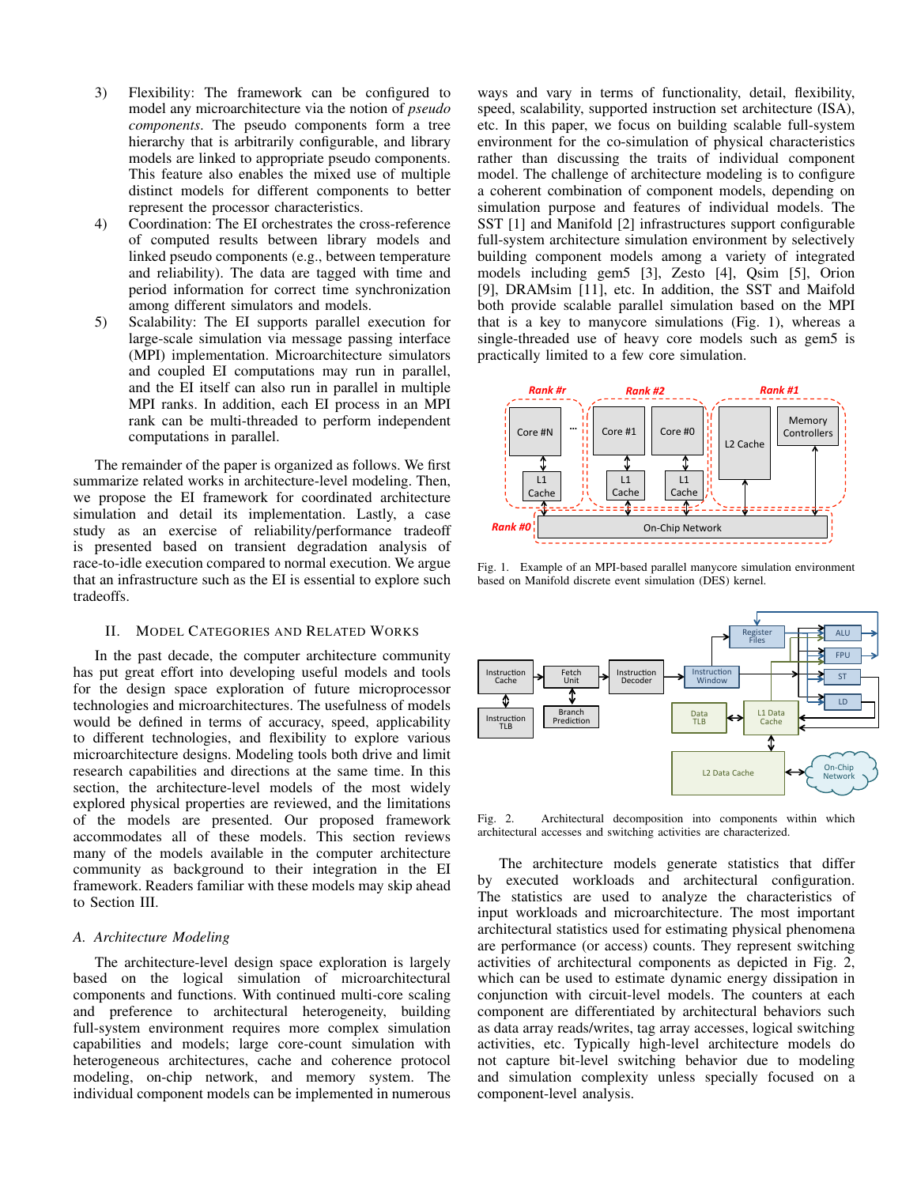3) Flexibility: The framework can be configured to model any microarchitecture via the notion of *pseudo components*. The pseudo components form a tree hierarchy that is arbitrarily configurable, and library models are linked to appropriate pseudo components. This feature also enables the mixed use of multiple distinct models for different components to better represent the processor characteristics.
4) Coordination: The EI orchestrates the cross-reference of computed results between library models and linked pseudo components (e.g., between temperature and reliability). The data are tagged with time and period information for correct time synchronization among different simulators and models.
5) Scalability: The EI supports parallel execution for large-scale simulation via message passing interface (MPI) implementation. Microarchitecture simulators and coupled EI computations may run in parallel, and the EI itself can also run in parallel in multiple MPI ranks. In addition, each EI process in an MPI rank can be multi-threaded to perform independent computations in parallel.

The remainder of the paper is organized as follows. We first summarize related works in architecture-level modeling. Then, we propose the EI framework for coordinated architecture simulation and detail its implementation. Lastly, a case study as an exercise of reliability/performance tradeoff is presented based on transient degradation analysis of race-to-idle execution compared to normal execution. We argue that an infrastructure such as the EI is essential to explore such tradeoffs.

## II. Model Categories and Related Works

In the past decade, the computer architecture community has put great effort into developing useful models and tools for the design space exploration of future microprocessor technologies and microarchitectures. The usefulness of models would be defined in terms of accuracy, speed, applicability to different technologies, and flexibility to explore various microarchitecture designs. Modeling tools both drive and limit research capabilities and directions at the same time. In this section, the architecture-level models of the most widely explored physical properties are reviewed, and the limitations of the models are presented. Our proposed framework accommodates all of these models. This section reviews many of the models available in the computer architecture community as background to their integration in the EI framework. Readers familiar with these models may skip ahead to Section III.

### A. Architecture Modeling

The architecture-level design space exploration is largely based on the logical simulation of microarchitectural components and functions. With continued multi-core scaling and preference to architectural heterogeneity, building full-system environment requires more complex simulation capabilities and models; large core-count simulation with heterogeneous architectures, cache and coherence protocol modeling, on-chip network, and memory system. The individual component models can be implemented in numerous ways and vary in terms of functionality, detail, flexibility, speed, scalability, supported instruction set architecture (ISA), etc. In this paper, we focus on building scalable full-system environment for the co-simulation of physical characteristics rather than discussing the traits of individual component model. The challenge of architecture modeling is to configure a coherent combination of component models, depending on simulation purpose and features of individual models. The SST [1] and Manifold [2] infrastructures support configurable full-system architecture simulation environment by selectively building component models among a variety of integrated models including gem5 [3], Zesto [4], Qsim [5], Orion [9], DRAMsim [11], etc. In addition, the SST and Maifold both provide scalable parallel simulation based on the MPI that is a key to manycore simulations (Fig. 1), whereas a single-threaded use of heavy core models such as gem5 is practically limited to a few core simulation.

Fig. 1. Example of an MPI-based parallel manycore simulation environment based on Manifold discrete event simulation (DES) kernel.

Fig. 2. Architectural decomposition into components within which architectural accesses and switching activities are characterized.

The architecture models generate statistics that differ by executed workloads and architectural configuration. The statistics are used to analyze the characteristics of input workloads and microarchitecture. The most important architectural statistics used for estimating physical phenomena are performance (or access) counts. They represent switching activities of architectural components as depicted in Fig. 2, which can be used to estimate dynamic energy dissipation in conjunction with circuit-level models. The counters at each component are differentiated by architectural behaviors such as data array reads/writes, tag array accesses, logical switching activities, etc. Typically high-level architecture models do not capture bit-level switching behavior due to modeling and simulation complexity unless specially focused on a component-level analysis.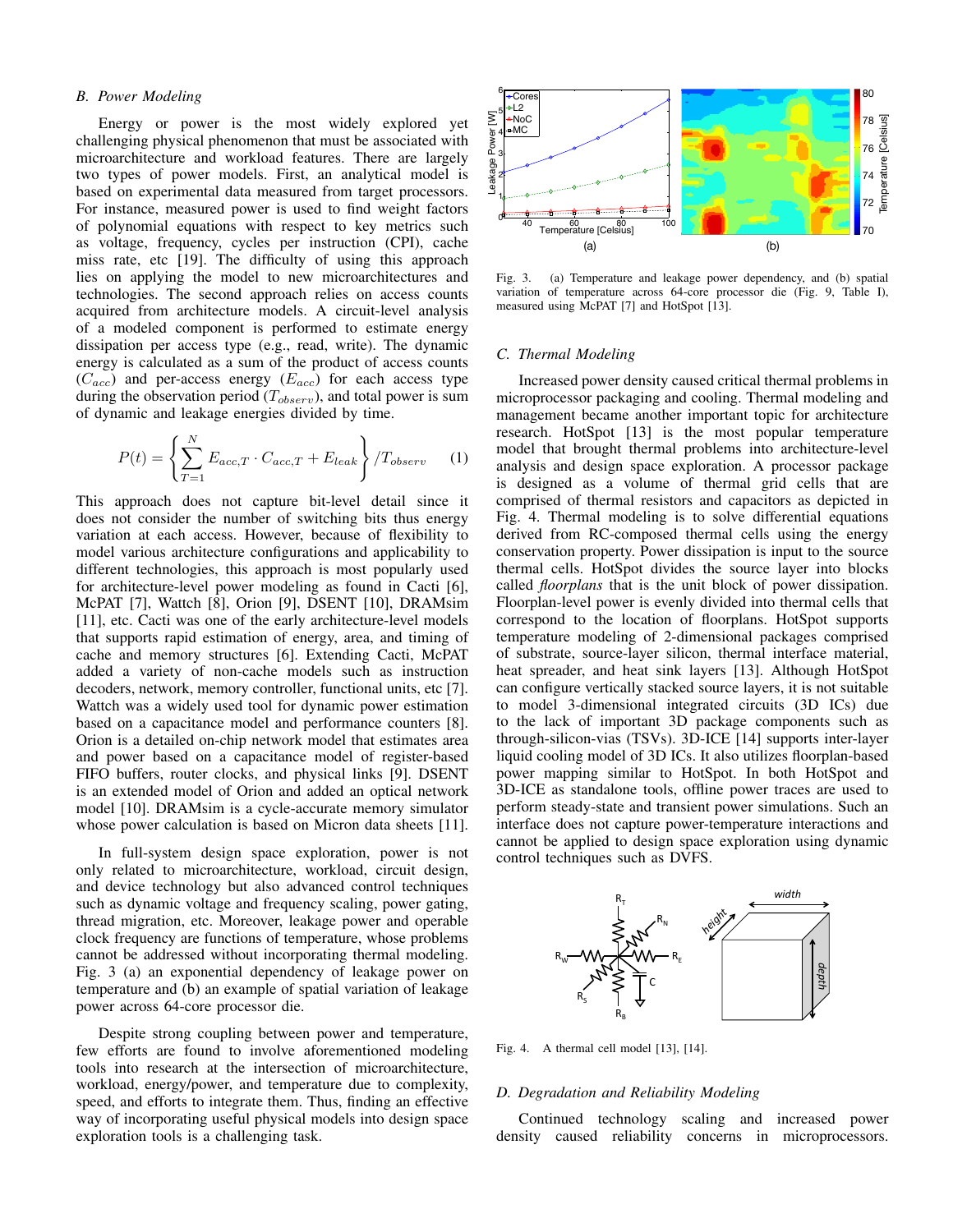### B. Power Modeling

Energy or power is the most widely explored yet challenging physical phenomenon that must be associated with microarchitecture and workload features. There are largely two types of power models. First, an analytical model is based on experimental data measured from target processors. For instance, measured power is used to find weight factors of polynomial equations with respect to key metrics such as voltage, frequency, cycles per instruction (CPI), cache miss rate, etc [19]. The difficulty of using this approach lies on applying the model to new microarchitectures and technologies. The second approach relies on access counts acquired from architecture models. A circuit-level analysis of a modeled component is performed to estimate energy dissipation per access type (e.g., read, write). The dynamic energy is calculated as a sum of the product of access counts ($C_{acc}$) and per-access energy ($E_{acc}$) for each access type during the observation period ($T_{observ}$), and total power is sum of dynamic and leakage energies divided by time.

$$P(t) = \left\{ \sum_{T=1}^{N} E_{acc,T} \cdot C_{acc,T} + E_{leak} \right\} / T_{observ} \quad (1)$$

This approach does not capture bit-level detail since it does not consider the number of switching bits thus energy variation at each access. However, because of flexibility to model various architecture configurations and applicability to different technologies, this approach is most popularly used for architecture-level power modeling as found in Cacti [6], McPAT [7], Wattch [8], Orion [9], DSENT [10], DRAMsim [11], etc. Cacti was one of the early architecture-level models that supports rapid estimation of energy, area, and timing of cache and memory structures [6]. Extending Cacti, McPAT added a variety of non-cache models such as instruction decoders, network, memory controller, functional units, etc [7]. Wattch was a widely used tool for dynamic power estimation based on a capacitance model and performance counters [8]. Orion is a detailed on-chip network model that estimates area and power based on a capacitance model of register-based FIFO buffers, router clocks, and physical links [9]. DSENT is an extended model of Orion and added an optical network model [10]. DRAMsim is a cycle-accurate memory simulator whose power calculation is based on Micron data sheets [11].

In full-system design space exploration, power is not only related to microarchitecture, workload, circuit design, and device technology but also advanced control techniques such as dynamic voltage and frequency scaling, power gating, thread migration, etc. Moreover, leakage power and operable clock frequency are functions of temperature, whose problems cannot be addressed without incorporating thermal modeling. Fig. 3 (a) an exponential dependency of leakage power on temperature and (b) an example of spatial variation of leakage power across 64-core processor die.

Despite strong coupling between power and temperature, few efforts are found to involve aforementioned modeling tools into research at the intersection of microarchitecture, workload, energy/power, and temperature due to complexity, speed, and efforts to integrate them. Thus, finding an effective way of incorporating useful physical models into design space exploration tools is a challenging task.

Fig. 3. (a) Temperature and leakage power dependency, and (b) spatial variation of temperature across 64-core processor die (Fig. 9, Table I), measured using McPAT [7] and HotSpot [13].

### C. Thermal Modeling

Increased power density caused critical thermal problems in microprocessor packaging and cooling. Thermal modeling and management became another important topic for architecture research. HotSpot [13] is the most popular temperature model that brought thermal problems into architecture-level analysis and design space exploration. A processor package is designed as a volume of thermal grid cells that are comprised of thermal resistors and capacitors as depicted in Fig. 4. Thermal modeling is to solve differential equations derived from RC-composed thermal cells using the energy conservation property. Power dissipation is input to the source thermal cells. HotSpot divides the source layer into blocks called *floorplans* that is the unit block of power dissipation. Floorplan-level power is evenly divided into thermal cells that correspond to the location of floorplans. HotSpot supports temperature modeling of 2-dimensional packages comprised of substrate, source-layer silicon, thermal interface material, heat spreader, and heat sink layers [13]. Although HotSpot can configure vertically stacked source layers, it is not suitable to model 3-dimensional integrated circuits (3D ICs) due to the lack of important 3D package components such as through-silicon-vias (TSVs). 3D-ICE [14] supports inter-layer liquid cooling model of 3D ICs. It also utilizes floorplan-based power mapping similar to HotSpot. In both HotSpot and 3D-ICE as standalone tools, offline power traces are used to perform steady-state and transient power simulations. Such an interface does not capture power-temperature interactions and cannot be applied to design space exploration using dynamic control techniques such as DVFS.

Fig. 4. A thermal cell model [13], [14].

### D. Degradation and Reliability Modeling

Continued technology scaling and increased power density caused reliability concerns in microprocessors.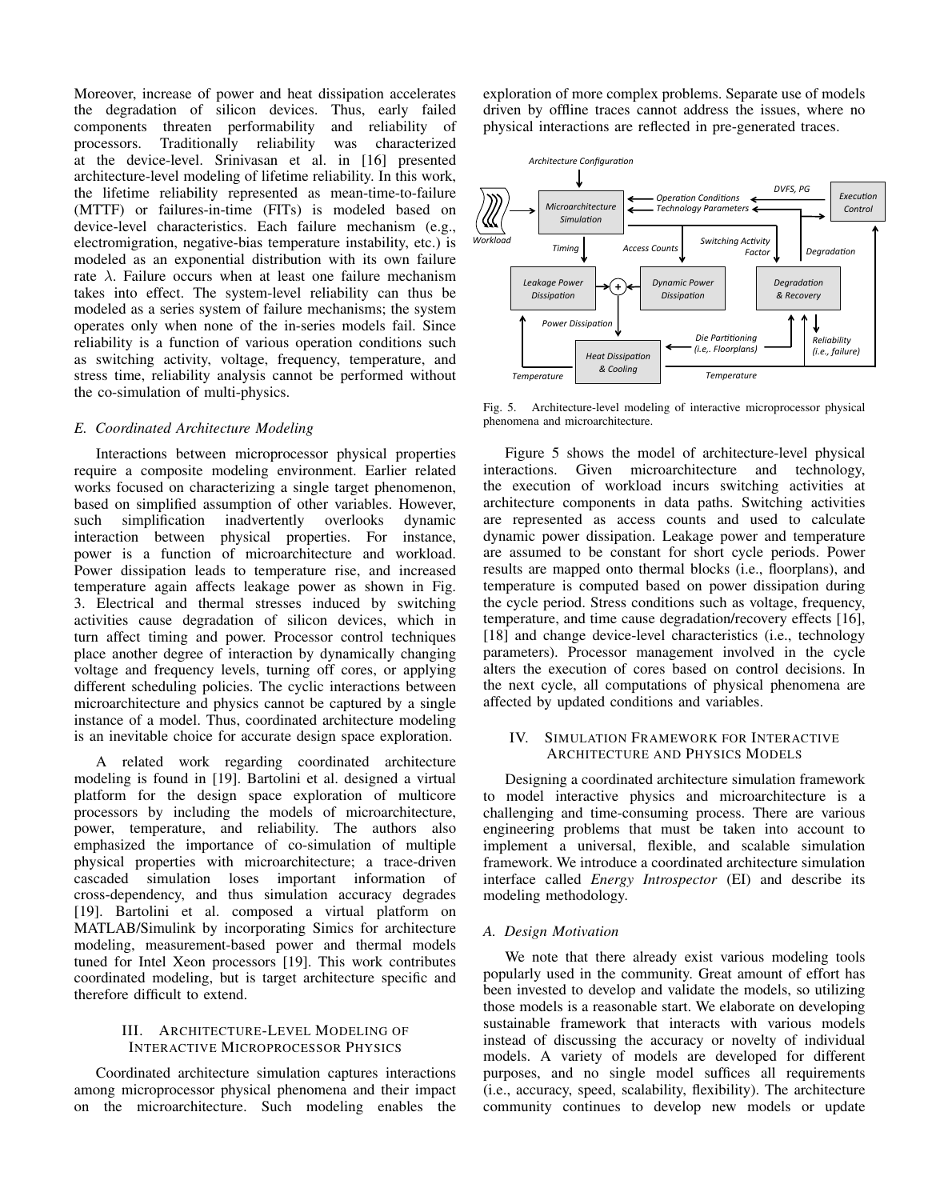Moreover, increase of power and heat dissipation accelerates the degradation of silicon devices. Thus, early failed components threaten performability and reliability of processors. Traditionally reliability was characterized at the device-level. Srinivasan et al. in [16] presented architecture-level modeling of lifetime reliability. In this work, the lifetime reliability represented as mean-time-to-failure (MTTF) or failures-in-time (FITs) is modeled based on device-level characteristics. Each failure mechanism (e.g., electromigration, negative-bias temperature instability, etc.) is modeled as an exponential distribution with its own failure rate $\lambda$. Failure occurs when at least one failure mechanism takes into effect. The system-level reliability can thus be modeled as a series system of failure mechanisms; the system operates only when none of the in-series models fail. Since reliability is a function of various operation conditions such as switching activity, voltage, frequency, temperature, and stress time, reliability analysis cannot be performed without the co-simulation of multi-physics.

### E. Coordinated Architecture Modeling

Interactions between microprocessor physical properties require a composite modeling environment. Earlier related works focused on characterizing a single target phenomenon, based on simplified assumption of other variables. However, such simplification inadvertently overlooks dynamic interaction between physical properties. For instance, power is a function of microarchitecture and workload. Power dissipation leads to temperature rise, and increased temperature again affects leakage power as shown in Fig. 3. Electrical and thermal stresses induced by switching activities cause degradation of silicon devices, which in turn affect timing and power. Processor control techniques place another degree of interaction by dynamically changing voltage and frequency levels, turning off cores, or applying different scheduling policies. The cyclic interactions between microarchitecture and physics cannot be captured by a single instance of a model. Thus, coordinated architecture modeling is an inevitable choice for accurate design space exploration.

A related work regarding coordinated architecture modeling is found in [19]. Bartolini et al. designed a virtual platform for the design space exploration of multicore processors by including the models of microarchitecture, power, temperature, and reliability. The authors also emphasized the importance of co-simulation of multiple physical properties with microarchitecture; a trace-driven cascaded simulation loses important information of cross-dependency, and thus simulation accuracy degrades [19]. Bartolini et al. composed a virtual platform on MATLAB/Simulink by incorporating Simics for architecture modeling, measurement-based power and thermal models tuned for Intel Xeon processors [19]. This work contributes coordinated modeling, but is target architecture specific and therefore difficult to extend.

## III. Architecture-Level Modeling of Interactive Microprocessor Physics

Coordinated architecture simulation captures interactions among microprocessor physical phenomena and their impact on the microarchitecture. Such modeling enables the exploration of more complex problems. Separate use of models driven by offline traces cannot address the issues, where no physical interactions are reflected in pre-generated traces.

Fig. 5. Architecture-level modeling of interactive microprocessor physical phenomena and microarchitecture.

Figure 5 shows the model of architecture-level physical interactions. Given microarchitecture and technology, the execution of workload incurs switching activities at architecture components in data paths. Switching activities are represented as access counts and used to calculate dynamic power dissipation. Leakage power and temperature are assumed to be constant for short cycle periods. Power results are mapped onto thermal blocks (i.e., floorplans), and temperature is computed based on power dissipation during the cycle period. Stress conditions such as voltage, frequency, temperature, and time cause degradation/recovery effects [16], [18] and change device-level characteristics (i.e., technology parameters). Processor management involved in the cycle alters the execution of cores based on control decisions. In the next cycle, all computations of physical phenomena are affected by updated conditions and variables.

## IV. Simulation Framework for Interactive Architecture and Physics Models

Designing a coordinated architecture simulation framework to model interactive physics and microarchitecture is a challenging and time-consuming process. There are various engineering problems that must be taken into account to implement a universal, flexible, and scalable simulation framework. We introduce a coordinated architecture simulation interface called *Energy Introspector* (EI) and describe its modeling methodology.

### A. Design Motivation

We note that there already exist various modeling tools popularly used in the community. Great amount of effort has been invested to develop and validate the models, so utilizing those models is a reasonable start. We elaborate on developing sustainable framework that interacts with various models instead of discussing the accuracy or novelty of individual models. A variety of models are developed for different purposes, and no single model suffices all requirements (i.e., accuracy, speed, scalability, flexibility). The architecture community continues to develop new models or update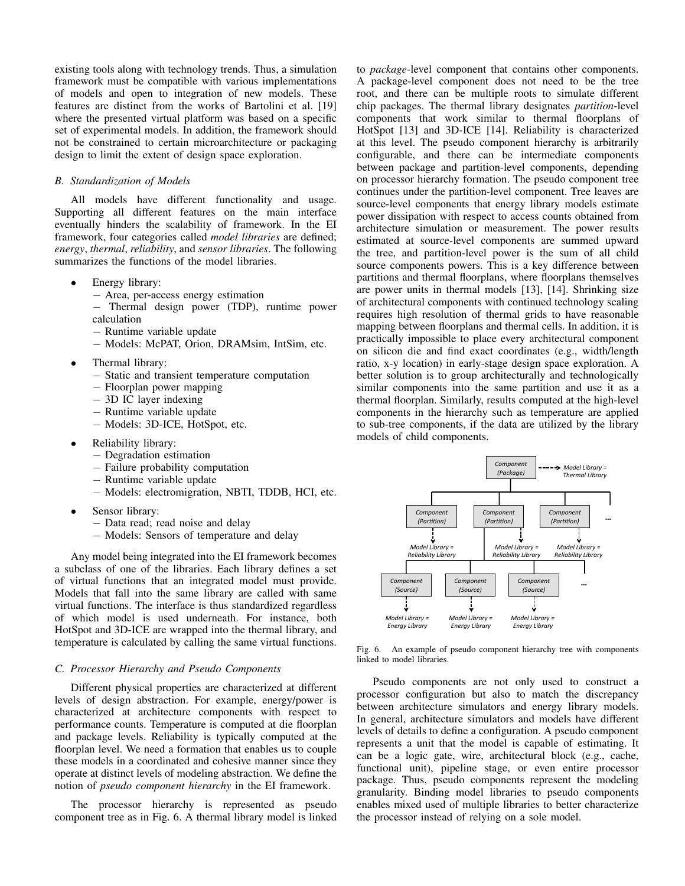existing tools along with technology trends. Thus, a simulation framework must be compatible with various implementations of models and open to integration of new models. These features are distinct from the works of Bartolini et al. [19] where the presented virtual platform was based on a specific set of experimental models. In addition, the framework should not be constrained to certain microarchitecture or packaging design to limit the extent of design space exploration.

### B. Standardization of Models

All models have different functionality and usage. Supporting all different features on the main interface eventually hinders the scalability of framework. In the EI framework, four categories called *model libraries* are defined; *energy*, *thermal*, *reliability*, and *sensor libraries*. The following summarizes the functions of the model libraries.

- Energy library:
  - Area, per-access energy estimation
  - Thermal design power (TDP), runtime power calculation
  - Runtime variable update
  - Models: McPAT, Orion, DRAMsim, IntSim, etc.
- Thermal library:
  - Static and transient temperature computation
  - Floorplan power mapping
  - 3D IC layer indexing
  - Runtime variable update
  - Models: 3D-ICE, HotSpot, etc.
- Reliability library:
  - Degradation estimation
  - Failure probability computation
  - Runtime variable update
  - Models: electromigration, NBTI, TDDB, HCI, etc.
- Sensor library:
  - Data read; read noise and delay
  - Models: Sensors of temperature and delay

Any model being integrated into the EI framework becomes a subclass of one of the libraries. Each library defines a set of virtual functions that an integrated model must provide. Models that fall into the same library are called with same virtual functions. The interface is thus standardized regardless of which model is used underneath. For instance, both HotSpot and 3D-ICE are wrapped into the thermal library, and temperature is calculated by calling the same virtual functions.

### C. Processor Hierarchy and Pseudo Components

Different physical properties are characterized at different levels of design abstraction. For example, energy/power is characterized at architecture components with respect to performance counts. Temperature is computed at die floorplan and package levels. Reliability is typically computed at the floorplan level. We need a formation that enables us to couple these models in a coordinated and cohesive manner since they operate at distinct levels of modeling abstraction. We define the notion of *pseudo component hierarchy* in the EI framework.

The processor hierarchy is represented as pseudo component tree as in Fig. 6. A thermal library model is linked to *package*-level component that contains other components. A package-level component does not need to be the tree root, and there can be multiple roots to simulate different chip packages. The thermal library designates *partition*-level components that work similar to thermal floorplans of HotSpot [13] and 3D-ICE [14]. Reliability is characterized at this level. The pseudo component hierarchy is arbitrarily configurable, and there can be intermediate components between package and partition-level components, depending on processor hierarchy formation. The pseudo component tree continues under the partition-level component. Tree leaves are source-level components that energy library models estimate power dissipation with respect to access counts obtained from architecture simulation or measurement. The power results estimated at source-level components are summed upward the tree, and partition-level power is the sum of all child source components powers. This is a key difference between partitions and thermal floorplans, where floorplans themselves are power units in thermal models [13], [14]. Shrinking size of architectural components with continued technology scaling requires high resolution of thermal grids to have reasonable mapping between floorplans and thermal cells. In addition, it is practically impossible to place every architectural component on silicon die and find exact coordinates (e.g., width/length ratio, x-y location) in early-stage design space exploration. A better solution is to group architecturally and technologically similar components into the same partition and use it as a thermal floorplan. Similarly, results computed at the high-level components in the hierarchy such as temperature are applied to sub-tree components, if the data are utilized by the library models of child components.

Fig. 6. An example of pseudo component hierarchy tree with components linked to model libraries.

Pseudo components are not only used to construct a processor configuration but also to match the discrepancy between architecture simulators and energy library models. In general, architecture simulators and models have different levels of details to define a configuration. A pseudo component represents a unit that the model is capable of estimating. It can be a logic gate, wire, architectural block (e.g., cache, functional unit), pipeline stage, or even entire processor package. Thus, pseudo components represent the modeling granularity. Binding model libraries to pseudo components enables mixed used of multiple libraries to better characterize the processor instead of relying on a sole model.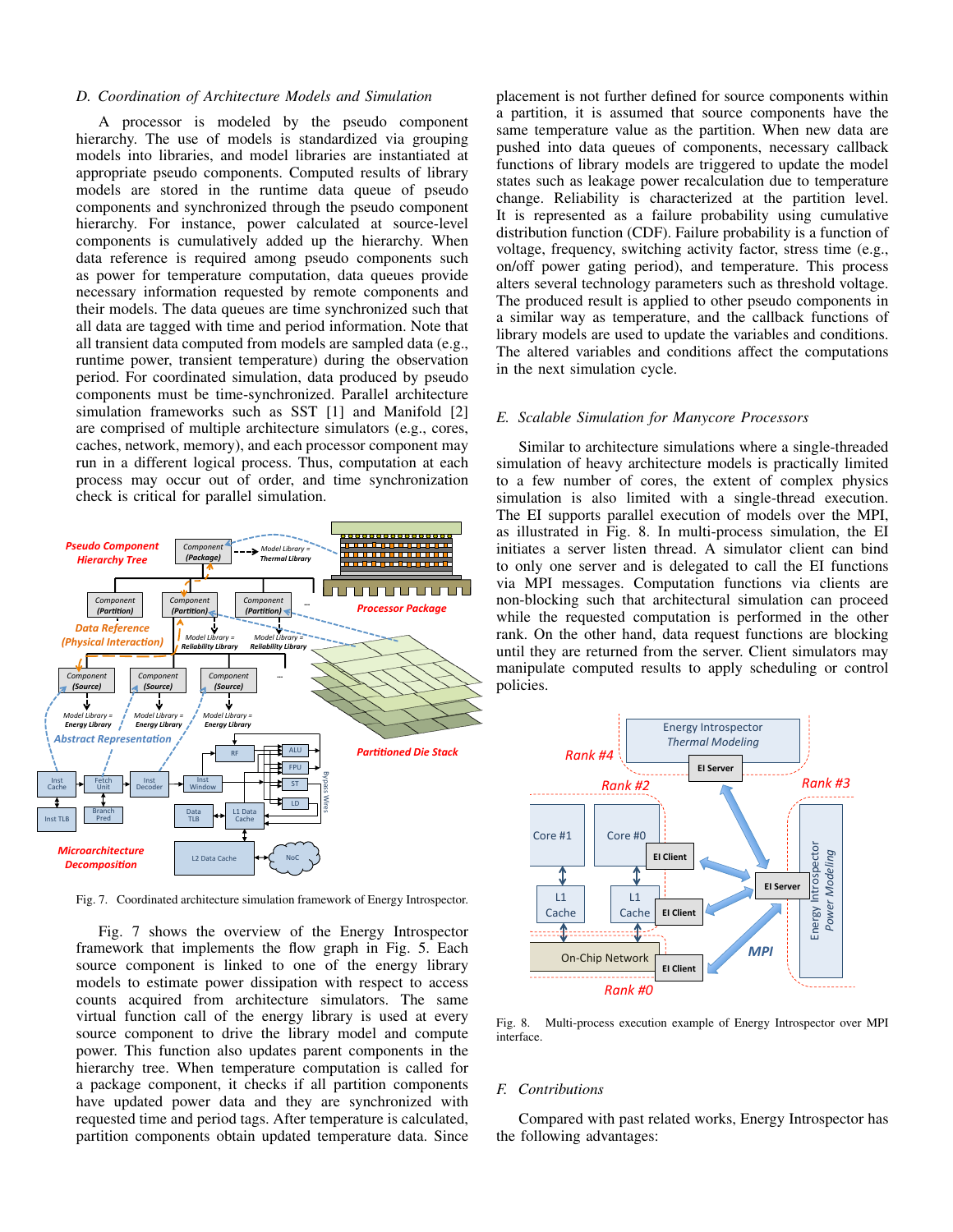### D. Coordination of Architecture Models and Simulation

A processor is modeled by the pseudo component hierarchy. The use of models is standardized via grouping models into libraries, and model libraries are instantiated at appropriate pseudo components. Computed results of library models are stored in the runtime data queue of pseudo components and synchronized through the pseudo component hierarchy. For instance, power calculated at source-level components is cumulatively added up the hierarchy. When data reference is required among pseudo components such as power for temperature computation, data queues provide necessary information requested by remote components and their models. The data queues are time synchronized such that all data are tagged with time and period information. Note that all transient data computed from models are sampled data (e.g., runtime power, transient temperature) during the observation period. For coordinated simulation, data produced by pseudo components must be time-synchronized. Parallel architecture simulation frameworks such as SST [1] and Manifold [2] are comprised of multiple architecture simulators (e.g., cores, caches, network, memory), and each processor component may run in a different logical process. Thus, computation at each process may occur out of order, and time synchronization check is critical for parallel simulation.

Fig. 7. Coordinated architecture simulation framework of Energy Introspector.

Fig. 7 shows the overview of the Energy Introspector framework that implements the flow graph in Fig. 5. Each source component is linked to one of the energy library models to estimate power dissipation with respect to access counts acquired from architecture simulators. The same virtual function call of the energy library is used at every source component to drive the library model and compute power. This function also updates parent components in the hierarchy tree. When temperature computation is called for a package component, it checks if all partition components have updated power data and they are synchronized with requested time and period tags. After temperature is calculated, partition components obtain updated temperature data. Since placement is not further defined for source components within a partition, it is assumed that source components have the same temperature value as the partition. When new data are pushed into data queues of components, necessary callback functions of library models are triggered to update the model states such as leakage power recalculation due to temperature change. Reliability is characterized at the partition level. It is represented as a failure probability using cumulative distribution function (CDF). Failure probability is a function of voltage, frequency, switching activity factor, stress time (e.g., on/off power gating period), and temperature. This process alters several technology parameters such as threshold voltage. The produced result is applied to other pseudo components in a similar way as temperature, and the callback functions of library models are used to update the variables and conditions. The altered variables and conditions affect the computations in the next simulation cycle.

### E. Scalable Simulation for Manycore Processors

Similar to architecture simulations where a single-threaded simulation of heavy architecture models is practically limited to a few number of cores, the extent of complex physics simulation is also limited with a single-thread execution. The EI supports parallel execution of models over the MPI, as illustrated in Fig. 8. In multi-process simulation, the EI initiates a server listen thread. A simulator client can bind to only one server and is delegated to call the EI functions via MPI messages. Computation functions via clients are non-blocking such that architectural simulation can proceed while the requested computation is performed in the other rank. On the other hand, data request functions are blocking until they are returned from the server. Client simulators may manipulate computed results to apply scheduling or control policies.

Fig. 8. Multi-process execution example of Energy Introspector over MPI interface.

### F. Contributions

Compared with past related works, Energy Introspector has the following advantages: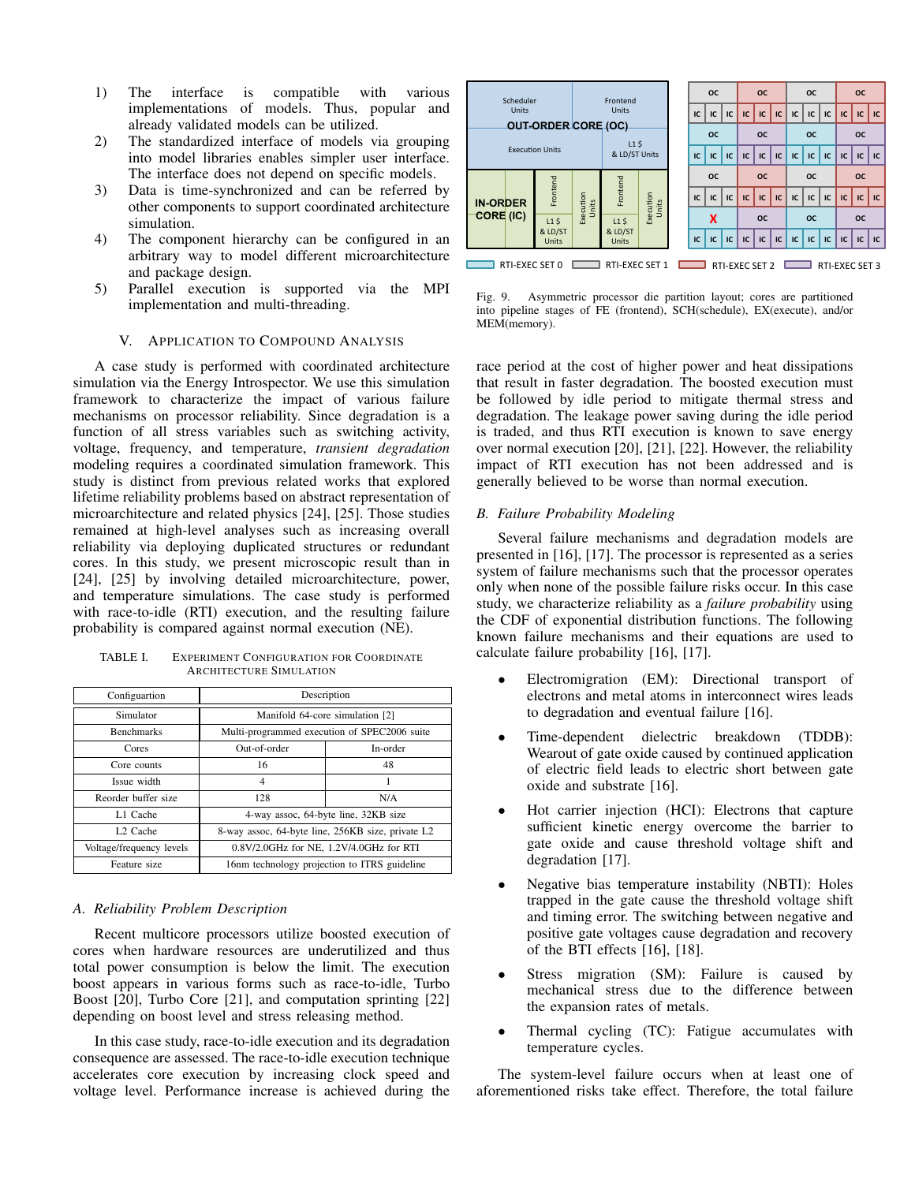1) The interface is compatible with various implementations of models. Thus, popular and already validated models can be utilized.
2) The standardized interface of models via grouping into model libraries enables simpler user interface. The interface does not depend on specific models.
3) Data is time-synchronized and can be referred by other components to support coordinated architecture simulation.
4) The component hierarchy can be configured in an arbitrary way to model different microarchitecture and package design.
5) Parallel execution is supported via the MPI implementation and multi-threading.

## V. Application to Compound Analysis

A case study is performed with coordinated architecture simulation via the Energy Introspector. We use this simulation framework to characterize the impact of various failure mechanisms on processor reliability. Since degradation is a function of all stress variables such as switching activity, voltage, frequency, and temperature, *transient degradation* modeling requires a coordinated simulation framework. This study is distinct from previous related works that explored lifetime reliability problems based on abstract representation of microarchitecture and related physics [24], [25]. Those studies remained at high-level analyses such as increasing overall reliability via deploying duplicated structures or redundant cores. In this study, we present microscopic result than in [24], [25] by involving detailed microarchitecture, power, and temperature simulations. The case study is performed with race-to-idle (RTI) execution, and the resulting failure probability is compared against normal execution (NE).

TABLE I. Experiment Configuration for Coordinate Architecture Simulation

| Configuartion | Description | |
|---|---|---|
| Simulator | Manifold 64-core simulation [2] | |
| Benchmarks | Multi-programmed execution of SPEC2006 suite | |
| Cores | Out-of-order | In-order |
| Core counts | 16 | 48 |
| Issue width | 4 | 1 |
| Reorder buffer size | 128 | N/A |
| L1 Cache | 4-way assoc, 64-byte line, 32KB size | |
| L2 Cache | 8-way assoc, 64-byte line, 256KB size, private L2 | |
| Voltage/frequency levels | 0.8V/2.0GHz for NE, 1.2V/4.0GHz for RTI | |
| Feature size | 16nm technology projection to ITRS guideline | |

### A. Reliability Problem Description

Recent multicore processors utilize boosted execution of cores when hardware resources are underutilized and thus total power consumption is below the limit. The execution boost appears in various forms such as race-to-idle, Turbo Boost [20], Turbo Core [21], and computation sprinting [22] depending on boost level and stress releasing method.

In this case study, race-to-idle execution and its degradation consequence are assessed. The race-to-idle execution technique accelerates core execution by increasing clock speed and voltage level. Performance increase is achieved during the race period at the cost of higher power and heat dissipations that result in faster degradation. The boosted execution must be followed by idle period to mitigate thermal stress and degradation. The leakage power saving during the idle period is traded, and thus RTI execution is known to save energy over normal execution [20], [21], [22]. However, the reliability impact of RTI execution has not been addressed and is generally believed to be worse than normal execution.

Fig. 9. Asymmetric processor die partition layout; cores are partitioned into pipeline stages of FE (frontend), SCH(schedule), EX(execute), and/or MEM(memory).

### B. Failure Probability Modeling

Several failure mechanisms and degradation models are presented in [16], [17]. The processor is represented as a series system of failure mechanisms such that the processor operates only when none of the possible failure risks occur. In this case study, we characterize reliability as a *failure probability* using the CDF of exponential distribution functions. The following known failure mechanisms and their equations are used to calculate failure probability [16], [17].

- Electromigration (EM): Directional transport of electrons and metal atoms in interconnect wires leads to degradation and eventual failure [16].
- Time-dependent dielectric breakdown (TDDB): Wearout of gate oxide caused by continued application of electric field leads to electric short between gate oxide and substrate [16].
- Hot carrier injection (HCI): Electrons that capture sufficient kinetic energy overcome the barrier to gate oxide and cause threshold voltage shift and degradation [17].
- Negative bias temperature instability (NBTI): Holes trapped in the gate cause the threshold voltage shift and timing error. The switching between negative and positive gate voltages cause degradation and recovery of the BTI effects [16], [18].
- Stress migration (SM): Failure is caused by mechanical stress due to the difference between the expansion rates of metals.
- Thermal cycling (TC): Fatigue accumulates with temperature cycles.

The system-level failure occurs when at least one of aforementioned risks take effect. Therefore, the total failure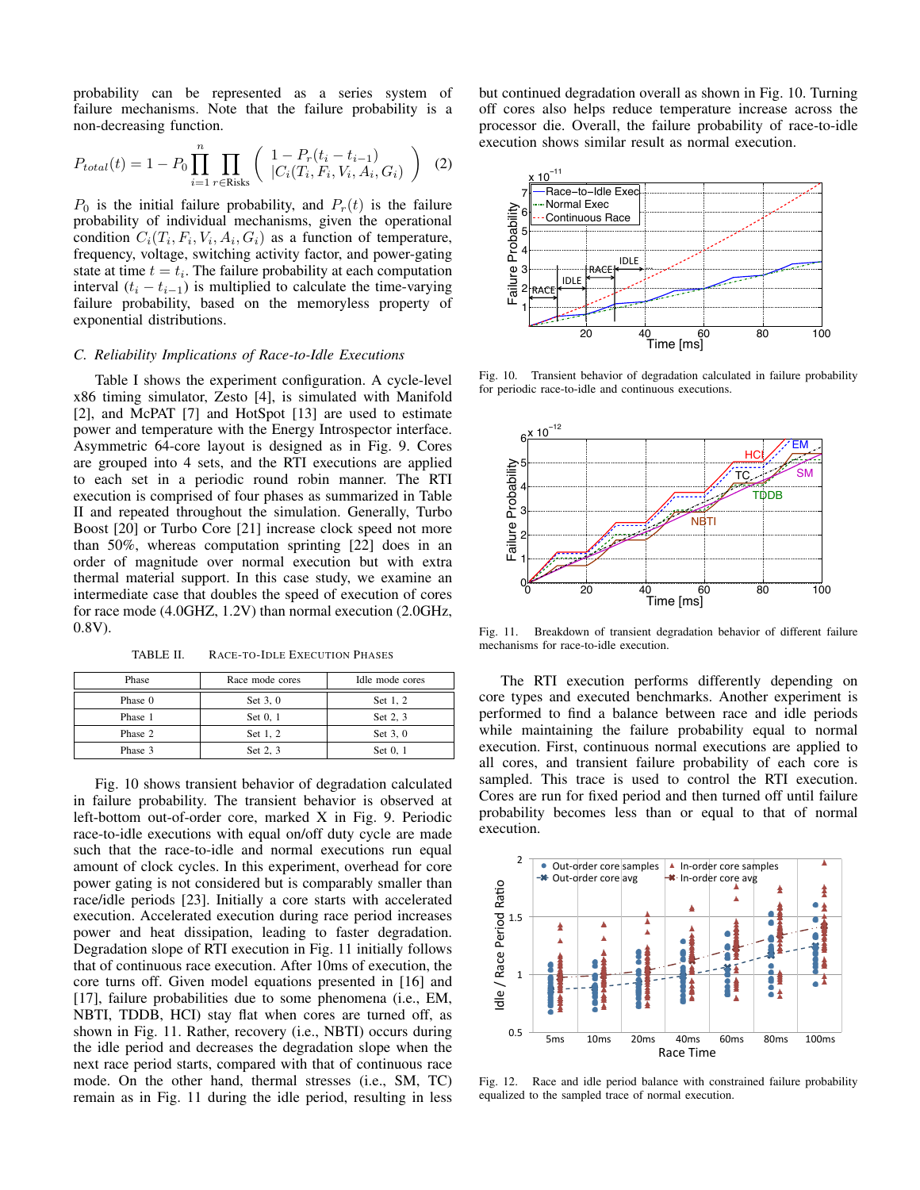probability can be represented as a series system of failure mechanisms. Note that the failure probability is a non-decreasing function.

$$P_{total}(t) = 1 - P_0 \prod_{i=1}^{n} \prod_{r \in \text{Risks}} \left( \begin{array}{c} 1 - P_r(t_i - t_{i-1}) \\ |C_i(T_i, F_i, V_i, A_i, G_i) \end{array} \right) \quad (2)$$

$P_0$ is the initial failure probability, and $P_r(t)$ is the failure probability of individual mechanisms, given the operational condition $C_i(T_i, F_i, V_i, A_i, G_i)$ as a function of temperature, frequency, voltage, switching activity factor, and power-gating state at time $t = t_i$. The failure probability at each computation interval $(t_i - t_{i-1})$ is multiplied to calculate the time-varying failure probability, based on the memoryless property of exponential distributions.

### C. Reliability Implications of Race-to-Idle Executions

Table I shows the experiment configuration. A cycle-level x86 timing simulator, Zesto [4], is simulated with Manifold [2], and McPAT [7] and HotSpot [13] are used to estimate power and temperature with the Energy Introspector interface. Asymmetric 64-core layout is designed as in Fig. 9. Cores are grouped into 4 sets, and the RTI executions are applied to each set in a periodic round robin manner. The RTI execution is comprised of four phases as summarized in Table II and repeated throughout the simulation. Generally, Turbo Boost [20] or Turbo Core [21] increase clock speed not more than 50%, whereas computation sprinting [22] does in an order of magnitude over normal execution but with extra thermal material support. In this case study, we examine an intermediate case that doubles the speed of execution of cores for race mode (4.0GHZ, 1.2V) than normal execution (2.0GHz, 0.8V).

TABLE II. Race-to-Idle Execution Phases

| Phase | Race mode cores | Idle mode cores |
|---|---|---|
| Phase 0 | Set 3, 0 | Set 1, 2 |
| Phase 1 | Set 0, 1 | Set 2, 3 |
| Phase 2 | Set 1, 2 | Set 3, 0 |
| Phase 3 | Set 2, 3 | Set 0, 1 |

Fig. 10 shows transient behavior of degradation calculated in failure probability. The transient behavior is observed at left-bottom out-of-order core, marked X in Fig. 9. Periodic race-to-idle executions with equal on/off duty cycle are made such that the race-to-idle and normal executions run equal amount of clock cycles. In this experiment, overhead for core power gating is not considered but is comparably smaller than race/idle periods [23]. Initially a core starts with accelerated execution. Accelerated execution during race period increases power and heat dissipation, leading to faster degradation. Degradation slope of RTI execution in Fig. 11 initially follows that of continuous race execution. After 10ms of execution, the core turns off. Given model equations presented in [16] and [17], failure probabilities due to some phenomena (i.e., EM, NBTI, TDDB, HCI) stay flat when cores are turned off, as shown in Fig. 11. Rather, recovery (i.e., NBTI) occurs during the idle period and decreases the degradation slope when the next race period starts, compared with that of continuous race mode. On the other hand, thermal stresses (i.e., SM, TC) remain as in Fig. 11 during the idle period, resulting in less but continued degradation overall as shown in Fig. 10. Turning off cores also helps reduce temperature increase across the processor die. Overall, the failure probability of race-to-idle execution shows similar result as normal execution.

Fig. 10. Transient behavior of degradation calculated in failure probability for periodic race-to-idle and continuous executions.

Fig. 11. Breakdown of transient degradation behavior of different failure mechanisms for race-to-idle execution.

The RTI execution performs differently depending on core types and executed benchmarks. Another experiment is performed to find a balance between race and idle periods while maintaining the failure probability equal to normal execution. First, continuous normal executions are applied to all cores, and transient failure probability of each core is sampled. This trace is used to control the RTI execution. Cores are run for fixed period and then turned off until failure probability becomes less than or equal to that of normal execution.

Fig. 12. Race and idle period balance with constrained failure probability equalized to the sampled trace of normal execution.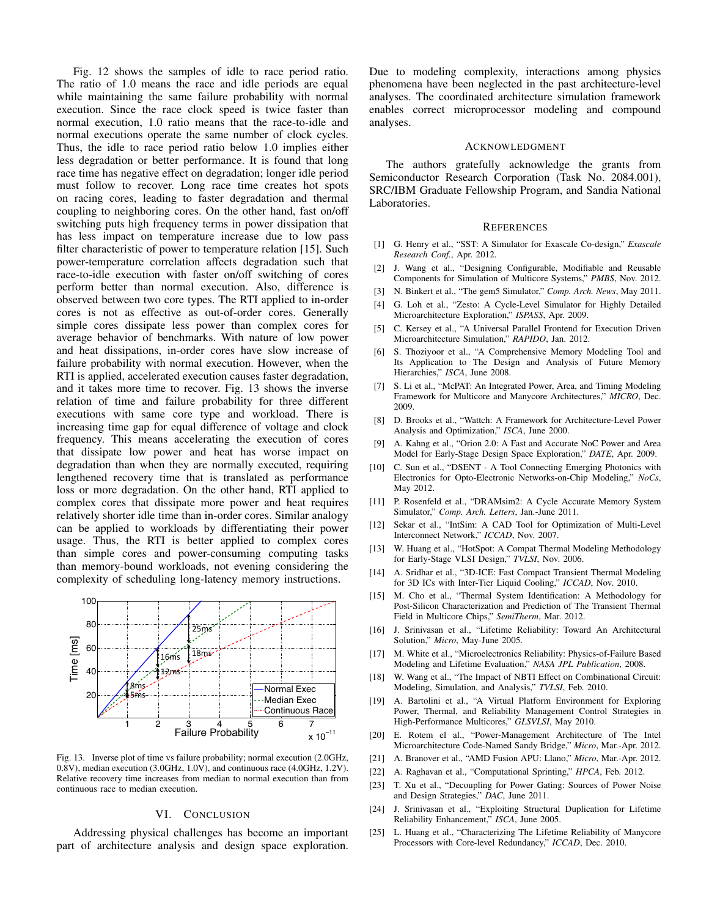Fig. 12 shows the samples of idle to race period ratio. The ratio of 1.0 means the race and idle periods are equal while maintaining the same failure probability with normal execution. Since the race clock speed is twice faster than normal execution, 1.0 ratio means that the race-to-idle and normal executions operate the same number of clock cycles. Thus, the idle to race period ratio below 1.0 implies either less degradation or better performance. It is found that long race time has negative effect on degradation; longer idle period must follow to recover. Long race time creates hot spots on racing cores, leading to faster degradation and thermal coupling to neighboring cores. On the other hand, fast on/off switching puts high frequency terms in power dissipation that has less impact on temperature increase due to low pass filter characteristic of power to temperature relation [15]. Such power-temperature correlation affects degradation such that race-to-idle execution with faster on/off switching of cores perform better than normal execution. Also, difference is observed between two core types. The RTI applied to in-order cores is not as effective as out-of-order cores. Generally simple cores dissipate less power than complex cores for average behavior of benchmarks. With nature of low power and heat dissipations, in-order cores have slow increase of failure probability with normal execution. However, when the RTI is applied, accelerated execution causes faster degradation, and it takes more time to recover. Fig. 13 shows the inverse relation of time and failure probability for three different executions with same core type and workload. There is increasing time gap for equal difference of voltage and clock frequency. This means accelerating the execution of cores that dissipate low power and heat has worse impact on degradation than when they are normally executed, requiring lengthened recovery time that is translated as performance loss or more degradation. On the other hand, RTI applied to complex cores that dissipate more power and heat requires relatively shorter idle time than in-order cores. Similar analogy can be applied to workloads by differentiating their power usage. Thus, the RTI is better applied to complex cores than simple cores and power-consuming computing tasks than memory-bound workloads, not evening considering the complexity of scheduling long-latency memory instructions.

Time [ms]
100
80
60
40
20
Failure Probability
1 2 3 4 5 6 7
x $10^{-11}$
25ms
16ms
18ms
12ms
8ms
5ms
Normal Exec
Median Exec
Continuous Race

Fig. 13. Inverse plot of time vs failure probability; normal execution (2.0GHz, 0.8V), median execution (3.0GHz, 1.0V), and continuous race (4.0GHz, 1.2V). Relative recovery time increases from median to normal execution than from continuous race to median execution.

## VI. Conclusion

Addressing physical challenges has become an important part of architecture analysis and design space exploration. Due to modeling complexity, interactions among physics phenomena have been neglected in the past architecture-level analyses. The coordinated architecture simulation framework enables correct microprocessor modeling and compound analyses.

## Acknowledgment

The authors gratefully acknowledge the grants from Semiconductor Research Corporation (Task No. 2084.001), SRC/IBM Graduate Fellowship Program, and Sandia National Laboratories.

## References

[1] G. Henry et al., "SST: A Simulator for Exascale Co-design," *Exascale Research Conf.*, Apr. 2012.

[2] J. Wang et al., "Designing Configurable, Modifiable and Reusable Components for Simulation of Multicore Systems," *PMBS*, Nov. 2012.

[3] N. Binkert et al., "The gem5 Simulator," *Comp. Arch. News*, May 2011.

[4] G. Loh et al., "Zesto: A Cycle-Level Simulator for Highly Detailed Microarchitecture Exploration," *ISPASS*, Apr. 2009.

[5] C. Kersey et al., "A Universal Parallel Frontend for Execution Driven Microarchitecture Simulation," *RAPIDO*, Jan. 2012.

[6] S. Thoziyoor et al., "A Comprehensive Memory Modeling Tool and Its Application to The Design and Analysis of Future Memory Hierarchies," *ISCA*, June 2008.

[7] S. Li et al., "McPAT: An Integrated Power, Area, and Timing Modeling Framework for Multicore and Manycore Architectures," *MICRO*, Dec. 2009.

[8] D. Brooks et al., "Wattch: A Framework for Architecture-Level Power Analysis and Optimization," *ISCA*, June 2000.

[9] A. Kahng et al., "Orion 2.0: A Fast and Accurate NoC Power and Area Model for Early-Stage Design Space Exploration," *DATE*, Apr. 2009.

[10] C. Sun et al., "DSENT - A Tool Connecting Emerging Photonics with Electronics for Opto-Electronic Networks-on-Chip Modeling," *NoCs*, May 2012.

[11] P. Rosenfeld et al., "DRAMsim2: A Cycle Accurate Memory System Simulator," *Comp. Arch. Letters*, Jan.-June 2011.

[12] Sekar et al., "IntSim: A CAD Tool for Optimization of Multi-Level Interconnect Network," *ICCAD*, Nov. 2007.

[13] W. Huang et al., "HotSpot: A Compat Thermal Modeling Methodology for Early-Stage VLSI Design," *TVLSI*, Nov. 2006.

[14] A. Sridhar et al., "3D-ICE: Fast Compact Transient Thermal Modeling for 3D ICs with Inter-Tier Liquid Cooling," *ICCAD*, Nov. 2010.

[15] M. Cho et al., "Thermal System Identification: A Methodology for Post-Silicon Characterization and Prediction of The Transient Thermal Field in Multicore Chips," *SemiTherm*, Mar. 2012.

[16] J. Srinivasan et al., "Lifetime Reliability: Toward An Architectural Solution," *Micro*, May-June 2005.

[17] M. White et al., "Microelectronics Reliability: Physics-of-Failure Based Modeling and Lifetime Evaluation," *NASA JPL Publication*, 2008.

[18] W. Wang et al., "The Impact of NBTI Effect on Combinational Circuit: Modeling, Simulation, and Analysis," *TVLSI*, Feb. 2010.

[19] A. Bartolini et al., "A Virtual Platform Environment for Exploring Power, Thermal, and Reliability Management Control Strategies in High-Performance Multicores," *GLSVLSI*, May 2010.

[20] E. Rotem el al., "Power-Management Architecture of The Intel Microarchitecture Code-Named Sandy Bridge," *Micro*, Mar.-Apr. 2012.

[21] A. Branover et al., "AMD Fusion APU: Llano," *Micro*, Mar.-Apr. 2012.

[22] A. Raghavan et al., "Computational Sprinting," *HPCA*, Feb. 2012.

[23] T. Xu et al., "Decoupling for Power Gating: Sources of Power Noise and Design Strategies," *DAC*, June 2011.

[24] J. Srinivasan et al., "Exploiting Structural Duplication for Lifetime Reliability Enhancement," *ISCA*, June 2005.

[25] L. Huang et al., "Characterizing The Lifetime Reliability of Manycore Processors with Core-level Redundancy," *ICCAD*, Dec. 2010.